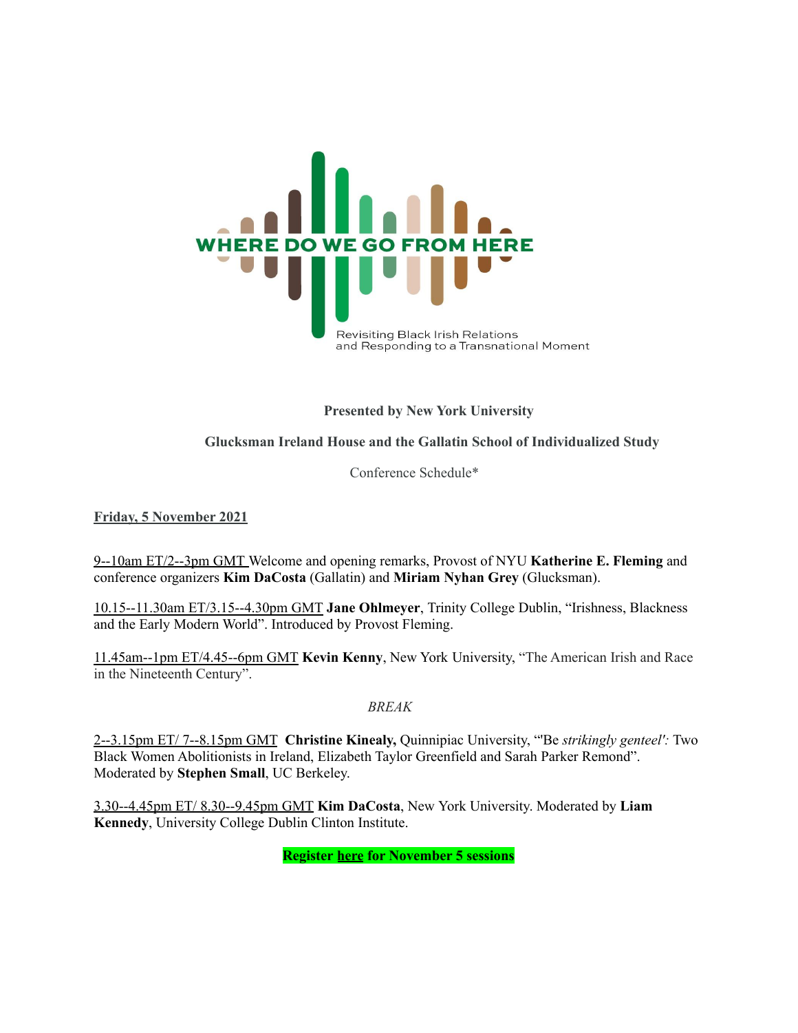# WHERE DO WE GO FROM HERE

Revisiting Black Irish Relations and Responding to a Transnational Moment

**Presented by New York University**

**Glucksman Ireland House and the Gallatin School of Individualized Study**

Conference Schedule*

**Friday, 5 November 2021**

9--10am ET/2--3pm GMT Welcome and opening remarks, Provost of NYU **Katherine E. Fleming** and conference organizers **Kim DaCosta** (Gallatin) and **Miriam Nyhan Grey** (Glucksman).

10.15--11.30am ET/3.15--4.30pm GMT **Jane Ohlmeyer**, Trinity College Dublin, "Irishness, Blackness and the Early Modern World". Introduced by Provost Fleming.

11.45am--1pm ET/4.45--6pm GMT **Kevin Kenny**, New York University, "The American Irish and Race in the Nineteenth Century".

*BREAK*

2--3.15pm ET/ 7--8.15pm GMT **Christine Kinealy,** Quinnipiac University, "'Be *strikingly genteel':* Two Black Women Abolitionists in Ireland, Elizabeth Taylor Greenfield and Sarah Parker Remond". Moderated by **Stephen Small**, UC Berkeley.

3.30--4.45pm ET/ 8.30--9.45pm GMT **Kim DaCosta**, New York University. Moderated by **Liam Kennedy**, University College Dublin Clinton Institute.

**Register here for November 5 sessions**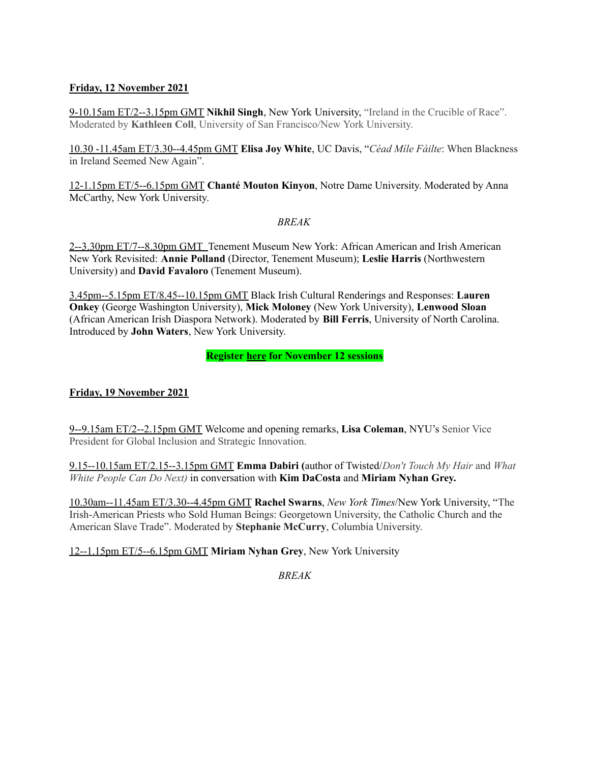**Friday, 12 November 2021**

9-10.15am ET/2--3.15pm GMT **Nikhil Singh**, New York University, "Ireland in the Crucible of Race". Moderated by **Kathleen Coll**, University of San Francisco/New York University.

10.30 -11.45am ET/3.30--4.45pm GMT **Elisa Joy White**, UC Davis, "*Céad Míle Fáilte*: When Blackness in Ireland Seemed New Again".

12-1.15pm ET/5--6.15pm GMT **Chanté Mouton Kinyon**, Notre Dame University. Moderated by Anna McCarthy, New York University.

*BREAK*

2--3.30pm ET/7--8.30pm GMT Tenement Museum New York: African American and Irish American New York Revisited: **Annie Polland** (Director, Tenement Museum); **Leslie Harris** (Northwestern University) and **David Favaloro** (Tenement Museum).

3.45pm--5.15pm ET/8.45--10.15pm GMT Black Irish Cultural Renderings and Responses: **Lauren Onkey** (George Washington University), **Mick Moloney** (New York University), **Lenwood Sloan** (African American Irish Diaspora Network). Moderated by **Bill Ferris**, University of North Carolina. Introduced by **John Waters**, New York University.

**Register here for November 12 sessions**

**Friday, 19 November 2021**

9--9.15am ET/2--2.15pm GMT Welcome and opening remarks, **Lisa Coleman**, NYU's Senior Vice President for Global Inclusion and Strategic Innovation.

9.15--10.15am ET/2.15--3.15pm GMT **Emma Dabiri (**author of Twisted/*Don't Touch My Hair* and *What White People Can Do Next)* in conversation with **Kim DaCosta** and **Miriam Nyhan Grey.**

10.30am--11.45am ET/3.30--4.45pm GMT **Rachel Swarns**, *New York Times*/New York University, "The Irish-American Priests who Sold Human Beings: Georgetown University, the Catholic Church and the American Slave Trade". Moderated by **Stephanie McCurry**, Columbia University.

12--1.15pm ET/5--6.15pm GMT **Miriam Nyhan Grey**, New York University

*BREAK*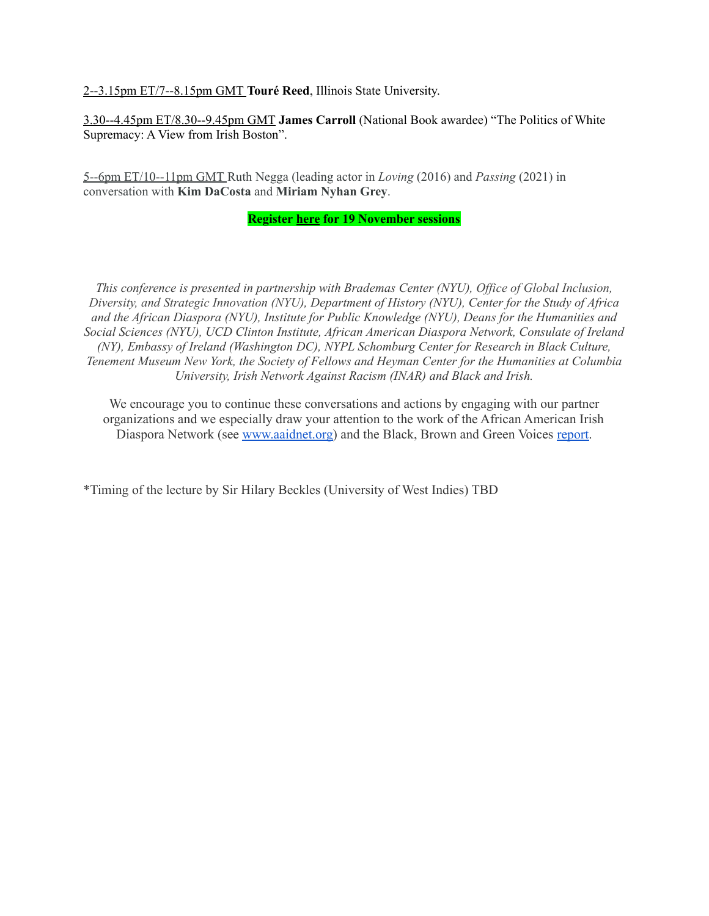2--3.15pm ET/7--8.15pm GMT **Touré Reed**, Illinois State University.

3.30--4.45pm ET/8.30--9.45pm GMT **James Carroll** (National Book awardee) "The Politics of White Supremacy: A View from Irish Boston".

5--6pm ET/10--11pm GMT Ruth Negga (leading actor in *Loving* (2016) and *Passing* (2021) in conversation with **Kim DaCosta** and **Miriam Nyhan Grey**.

**Register here for 19 November sessions**

*This conference is presented in partnership with Brademas Center (NYU), Office of Global Inclusion, Diversity, and Strategic Innovation (NYU), Department of History (NYU), Center for the Study of Africa and the African Diaspora (NYU), Institute for Public Knowledge (NYU), Deans for the Humanities and Social Sciences (NYU), UCD Clinton Institute, African American Diaspora Network, Consulate of Ireland (NY), Embassy of Ireland (Washington DC), NYPL Schomburg Center for Research in Black Culture, Tenement Museum New York, the Society of Fellows and Heyman Center for the Humanities at Columbia University, Irish Network Against Racism (INAR) and Black and Irish.*

We encourage you to continue these conversations and actions by engaging with our partner organizations and we especially draw your attention to the work of the African American Irish Diaspora Network (see www.aaidnet.org) and the Black, Brown and Green Voices report.

*Timing of the lecture by Sir Hilary Beckles (University of West Indies) TBD